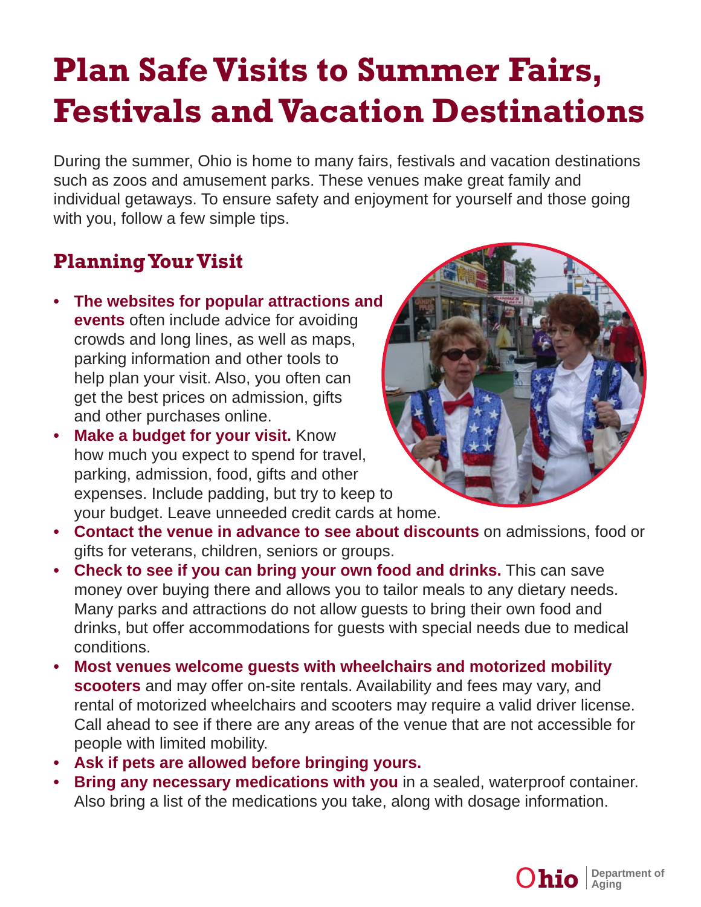# Plan Safe Visits to Summer Fairs, Festivals and Vacation Destinations

During the summer, Ohio is home to many fairs, festivals and vacation destinations such as zoos and amusement parks. These venues make great family and individual getaways. To ensure safety and enjoyment for yourself and those going with you, follow a few simple tips.

## Planning Your Visit

- **The websites for popular attractions and events** often include advice for avoiding crowds and long lines, as well as maps, parking information and other tools to help plan your visit. Also, you often can get the best prices on admission, gifts and other purchases online.
- **Make a budget for your visit.** Know how much you expect to spend for travel, parking, admission, food, gifts and other expenses. Include padding, but try to keep to your budget. Leave unneeded credit cards at home.
- **Contact the venue in advance to see about discounts** on admissions, food or gifts for veterans, children, seniors or groups.
- **Check to see if you can bring your own food and drinks.** This can save money over buying there and allows you to tailor meals to any dietary needs. Many parks and attractions do not allow guests to bring their own food and drinks, but offer accommodations for guests with special needs due to medical conditions.
- **Most venues welcome guests with wheelchairs and motorized mobility scooters** and may offer on-site rentals. Availability and fees may vary, and rental of motorized wheelchairs and scooters may require a valid driver license. Call ahead to see if there are any areas of the venue that are not accessible for people with limited mobility.
- **Ask if pets are allowed before bringing yours.**
- **Bring any necessary medications with you** in a sealed, waterproof container. Also bring a list of the medications you take, along with dosage information.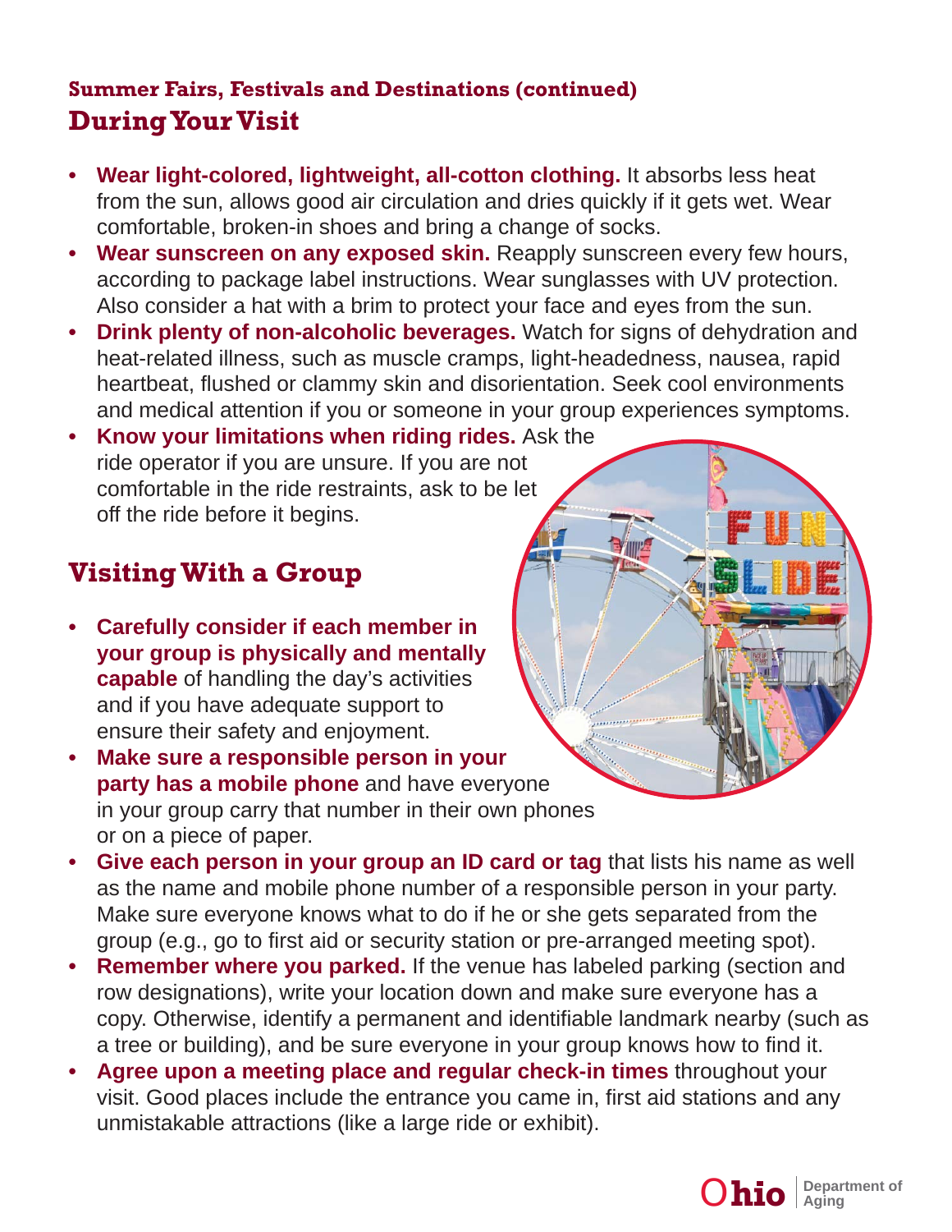**Summer Fairs, Festivals and Destinations (continued)**

## During Your Visit

- **Wear light-colored, lightweight, all-cotton clothing.** It absorbs less heat from the sun, allows good air circulation and dries quickly if it gets wet. Wear comfortable, broken-in shoes and bring a change of socks.
- **Wear sunscreen on any exposed skin.** Reapply sunscreen every few hours, according to package label instructions. Wear sunglasses with UV protection. Also consider a hat with a brim to protect your face and eyes from the sun.
- **Drink plenty of non-alcoholic beverages.** Watch for signs of dehydration and heat-related illness, such as muscle cramps, light-headedness, nausea, rapid heartbeat, flushed or clammy skin and disorientation. Seek cool environments and medical attention if you or someone in your group experiences symptoms.
- **Know your limitations when riding rides.** Ask the ride operator if you are unsure. If you are not comfortable in the ride restraints, ask to be let off the ride before it begins.

## Visiting With a Group

- **Carefully consider if each member in your group is physically and mentally capable** of handling the day's activities and if you have adequate support to ensure their safety and enjoyment.
- **Make sure a responsible person in your party has a mobile phone** and have everyone in your group carry that number in their own phones or on a piece of paper.
- **Give each person in your group an ID card or tag** that lists his name as well as the name and mobile phone number of a responsible person in your party. Make sure everyone knows what to do if he or she gets separated from the group (e.g., go to first aid or security station or pre-arranged meeting spot).
- **Remember where you parked.** If the venue has labeled parking (section and row designations), write your location down and make sure everyone has a copy. Otherwise, identify a permanent and identifiable landmark nearby (such as a tree or building), and be sure everyone in your group knows how to find it.
- **Agree upon a meeting place and regular check-in times** throughout your visit. Good places include the entrance you came in, first aid stations and any unmistakable attractions (like a large ride or exhibit).